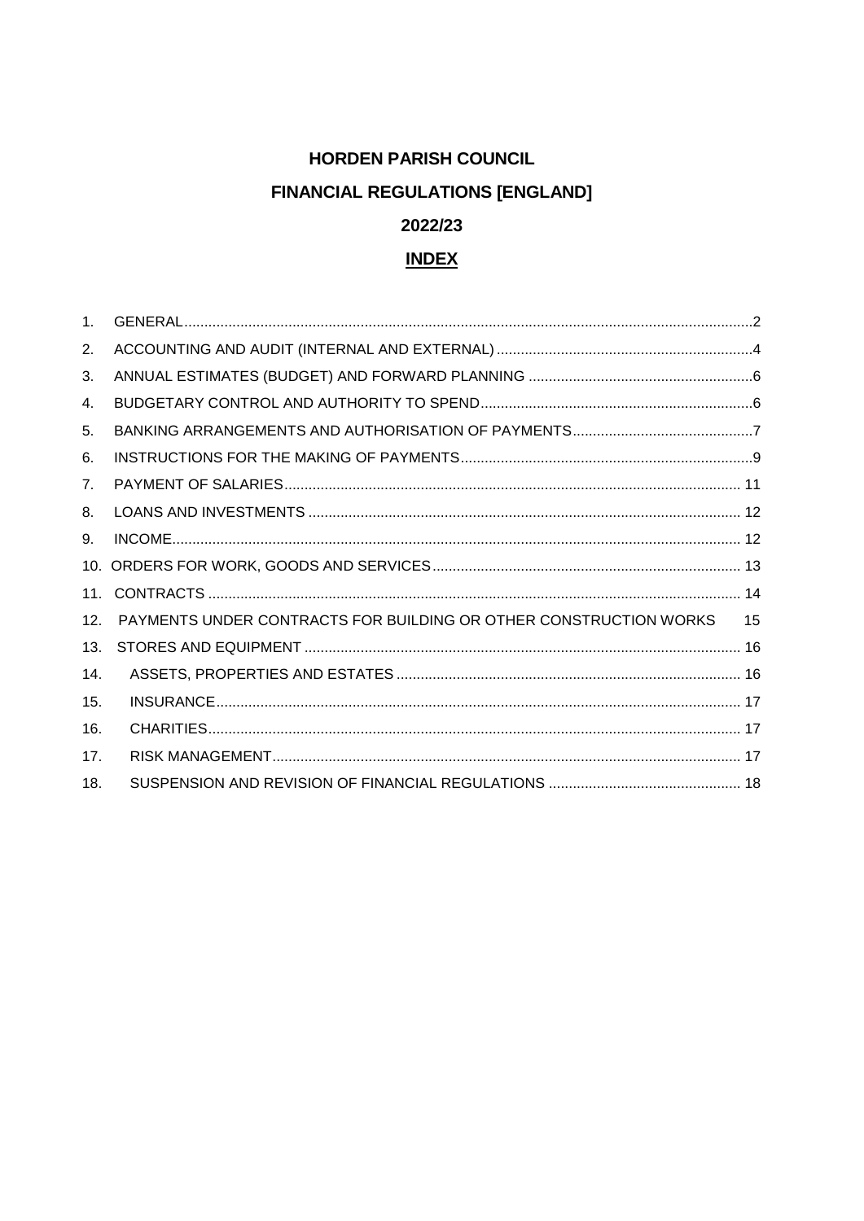# HORDEN PARISH COUNCIL

# FINANCIAL REGULATIONS [ENGLAND]

# 2022/23

## INDEX

1. GENERAL ..... 2
2. ACCOUNTING AND AUDIT (INTERNAL AND EXTERNAL) ..... 4
3. ANNUAL ESTIMATES (BUDGET) AND FORWARD PLANNING ..... 6
4. BUDGETARY CONTROL AND AUTHORITY TO SPEND ..... 6
5. BANKING ARRANGEMENTS AND AUTHORISATION OF PAYMENTS ..... 7
6. INSTRUCTIONS FOR THE MAKING OF PAYMENTS ..... 9
7. PAYMENT OF SALARIES ..... 11
8. LOANS AND INVESTMENTS ..... 12
9. INCOME ..... 12
10. ORDERS FOR WORK, GOODS AND SERVICES ..... 13
11. CONTRACTS ..... 14
12. PAYMENTS UNDER CONTRACTS FOR BUILDING OR OTHER CONSTRUCTION WORKS ..... 15
13. STORES AND EQUIPMENT ..... 16
14. ASSETS, PROPERTIES AND ESTATES ..... 16
15. INSURANCE ..... 17
16. CHARITIES ..... 17
17. RISK MANAGEMENT ..... 17
18. SUSPENSION AND REVISION OF FINANCIAL REGULATIONS ..... 18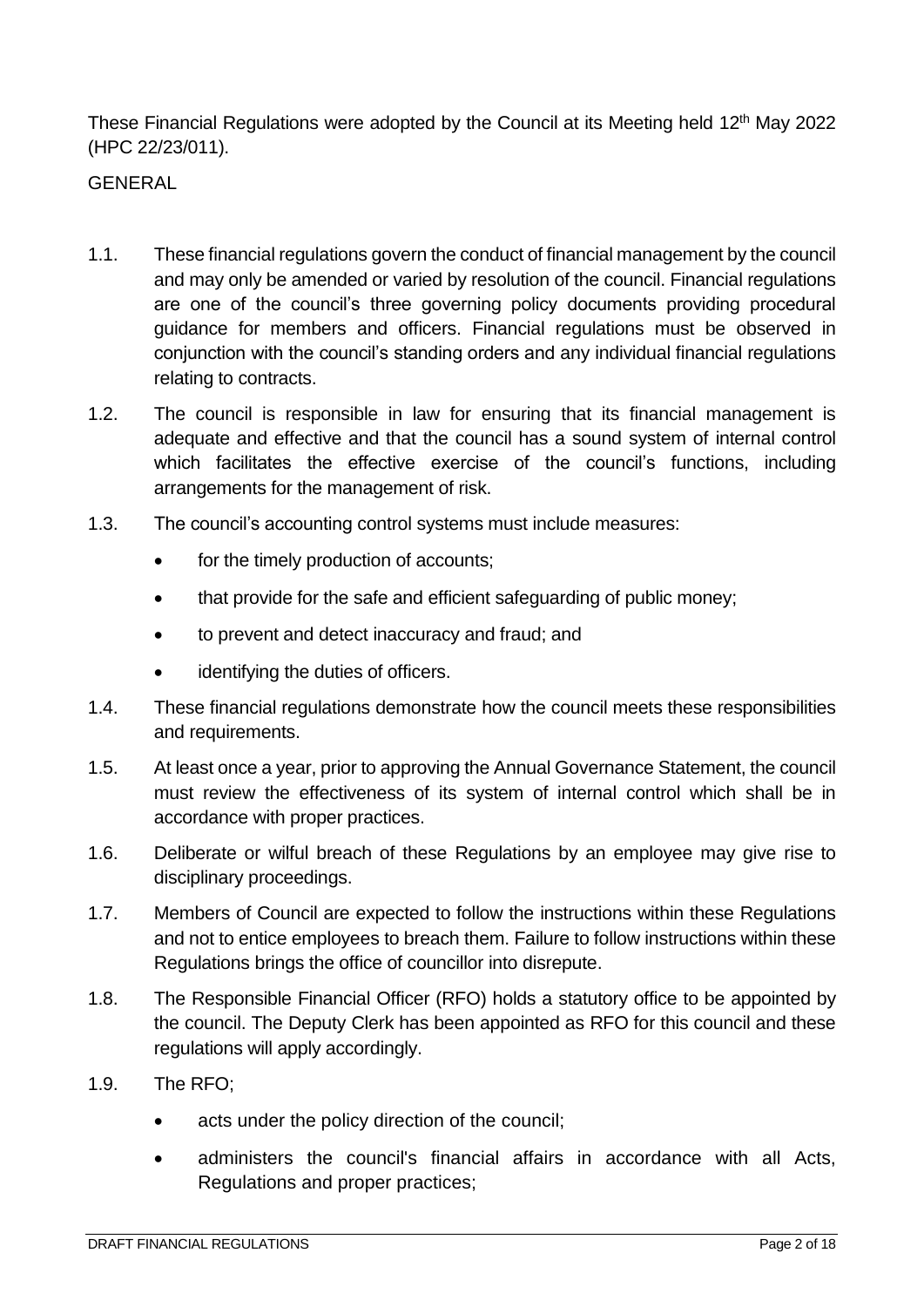These Financial Regulations were adopted by the Council at its Meeting held 12th May 2022 (HPC 22/23/011).

GENERAL

1.1. These financial regulations govern the conduct of financial management by the council and may only be amended or varied by resolution of the council. Financial regulations are one of the council's three governing policy documents providing procedural guidance for members and officers. Financial regulations must be observed in conjunction with the council's standing orders and any individual financial regulations relating to contracts.

1.2. The council is responsible in law for ensuring that its financial management is adequate and effective and that the council has a sound system of internal control which facilitates the effective exercise of the council's functions, including arrangements for the management of risk.

1.3. The council's accounting control systems must include measures:

- for the timely production of accounts;
- that provide for the safe and efficient safeguarding of public money;
- to prevent and detect inaccuracy and fraud; and
- identifying the duties of officers.

1.4. These financial regulations demonstrate how the council meets these responsibilities and requirements.

1.5. At least once a year, prior to approving the Annual Governance Statement, the council must review the effectiveness of its system of internal control which shall be in accordance with proper practices.

1.6. Deliberate or wilful breach of these Regulations by an employee may give rise to disciplinary proceedings.

1.7. Members of Council are expected to follow the instructions within these Regulations and not to entice employees to breach them. Failure to follow instructions within these Regulations brings the office of councillor into disrepute.

1.8. The Responsible Financial Officer (RFO) holds a statutory office to be appointed by the council. The Deputy Clerk has been appointed as RFO for this council and these regulations will apply accordingly.

1.9. The RFO;

- acts under the policy direction of the council;
- administers the council's financial affairs in accordance with all Acts, Regulations and proper practices;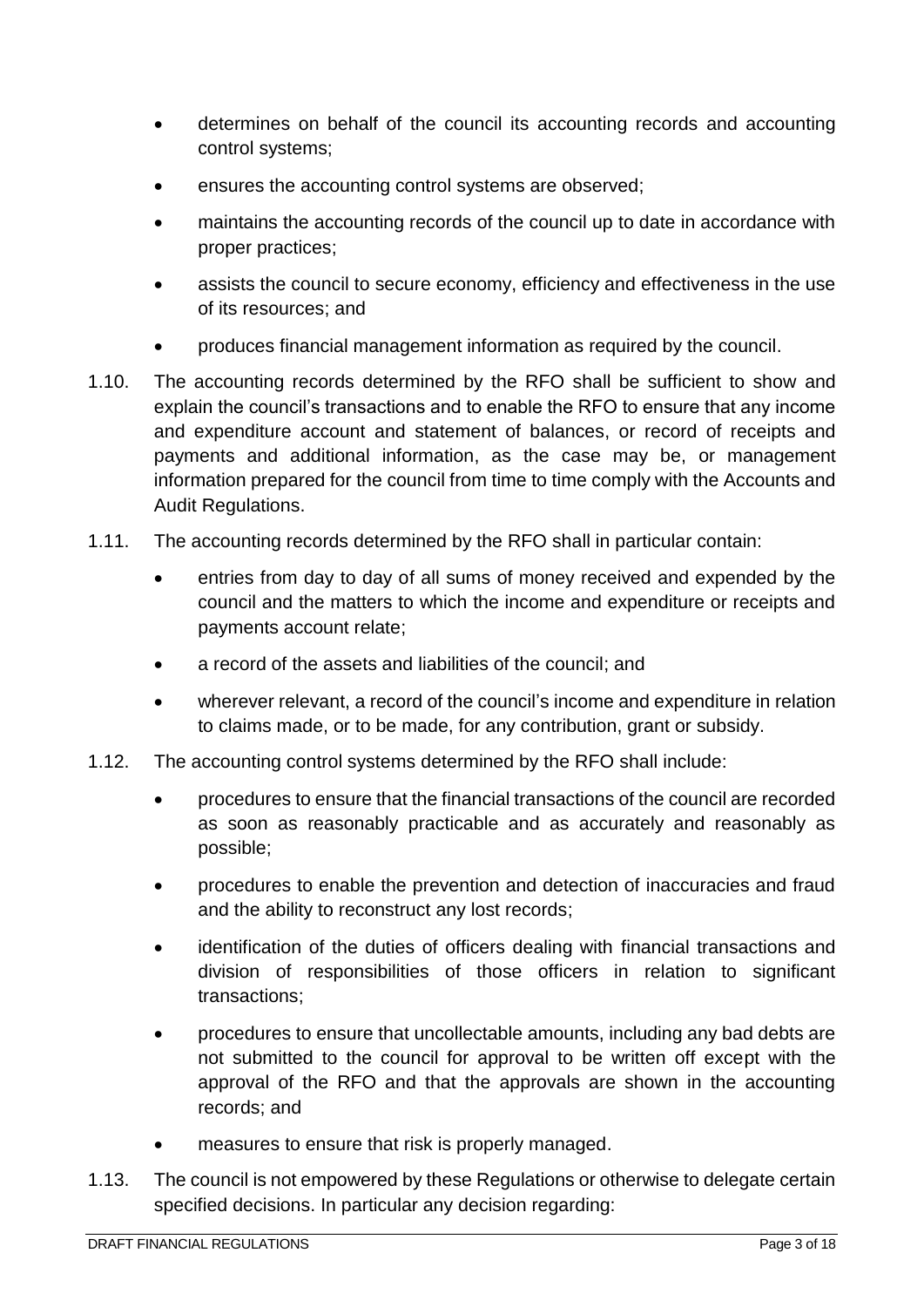- determines on behalf of the council its accounting records and accounting control systems;
- ensures the accounting control systems are observed;
- maintains the accounting records of the council up to date in accordance with proper practices;
- assists the council to secure economy, efficiency and effectiveness in the use of its resources; and
- produces financial management information as required by the council.

1.10. The accounting records determined by the RFO shall be sufficient to show and explain the council's transactions and to enable the RFO to ensure that any income and expenditure account and statement of balances, or record of receipts and payments and additional information, as the case may be, or management information prepared for the council from time to time comply with the Accounts and Audit Regulations.

1.11. The accounting records determined by the RFO shall in particular contain:

- entries from day to day of all sums of money received and expended by the council and the matters to which the income and expenditure or receipts and payments account relate;
- a record of the assets and liabilities of the council; and
- wherever relevant, a record of the council's income and expenditure in relation to claims made, or to be made, for any contribution, grant or subsidy.

1.12. The accounting control systems determined by the RFO shall include:

- procedures to ensure that the financial transactions of the council are recorded as soon as reasonably practicable and as accurately and reasonably as possible;
- procedures to enable the prevention and detection of inaccuracies and fraud and the ability to reconstruct any lost records;
- identification of the duties of officers dealing with financial transactions and division of responsibilities of those officers in relation to significant transactions;
- procedures to ensure that uncollectable amounts, including any bad debts are not submitted to the council for approval to be written off except with the approval of the RFO and that the approvals are shown in the accounting records; and
- measures to ensure that risk is properly managed.

1.13. The council is not empowered by these Regulations or otherwise to delegate certain specified decisions. In particular any decision regarding: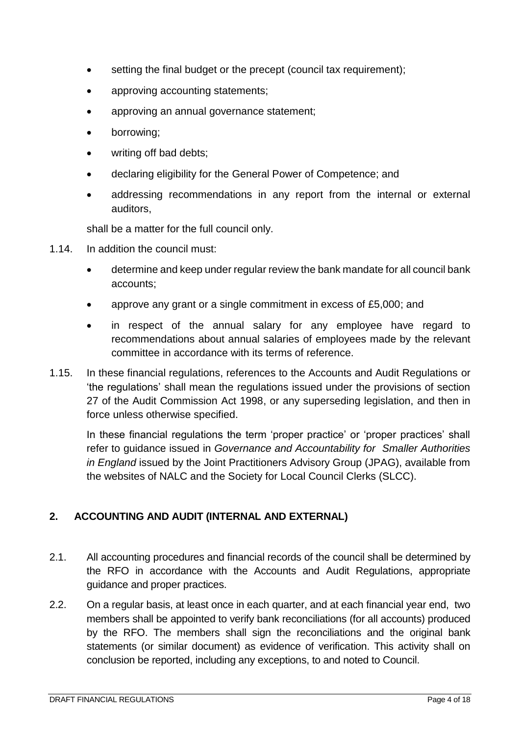- setting the final budget or the precept (council tax requirement);
- approving accounting statements;
- approving an annual governance statement;
- borrowing;
- writing off bad debts;
- declaring eligibility for the General Power of Competence; and
- addressing recommendations in any report from the internal or external auditors,

shall be a matter for the full council only.

1.14. In addition the council must:

- determine and keep under regular review the bank mandate for all council bank accounts;
- approve any grant or a single commitment in excess of £5,000; and
- in respect of the annual salary for any employee have regard to recommendations about annual salaries of employees made by the relevant committee in accordance with its terms of reference.

1.15. In these financial regulations, references to the Accounts and Audit Regulations or 'the regulations' shall mean the regulations issued under the provisions of section 27 of the Audit Commission Act 1998, or any superseding legislation, and then in force unless otherwise specified.

In these financial regulations the term 'proper practice' or 'proper practices' shall refer to guidance issued in *Governance and Accountability for Smaller Authorities in England* issued by the Joint Practitioners Advisory Group (JPAG), available from the websites of NALC and the Society for Local Council Clerks (SLCC).

## 2. ACCOUNTING AND AUDIT (INTERNAL AND EXTERNAL)

2.1. All accounting procedures and financial records of the council shall be determined by the RFO in accordance with the Accounts and Audit Regulations, appropriate guidance and proper practices.

2.2. On a regular basis, at least once in each quarter, and at each financial year end, two members shall be appointed to verify bank reconciliations (for all accounts) produced by the RFO. The members shall sign the reconciliations and the original bank statements (or similar document) as evidence of verification. This activity shall on conclusion be reported, including any exceptions, to and noted to Council.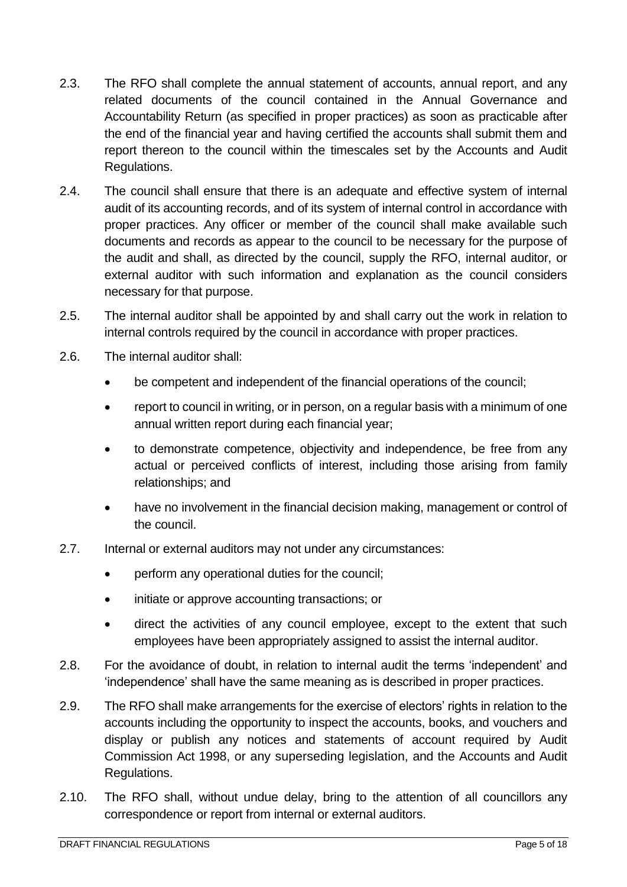2.3. The RFO shall complete the annual statement of accounts, annual report, and any related documents of the council contained in the Annual Governance and Accountability Return (as specified in proper practices) as soon as practicable after the end of the financial year and having certified the accounts shall submit them and report thereon to the council within the timescales set by the Accounts and Audit Regulations.

2.4. The council shall ensure that there is an adequate and effective system of internal audit of its accounting records, and of its system of internal control in accordance with proper practices. Any officer or member of the council shall make available such documents and records as appear to the council to be necessary for the purpose of the audit and shall, as directed by the council, supply the RFO, internal auditor, or external auditor with such information and explanation as the council considers necessary for that purpose.

2.5. The internal auditor shall be appointed by and shall carry out the work in relation to internal controls required by the council in accordance with proper practices.

2.6. The internal auditor shall:

- be competent and independent of the financial operations of the council;
- report to council in writing, or in person, on a regular basis with a minimum of one annual written report during each financial year;
- to demonstrate competence, objectivity and independence, be free from any actual or perceived conflicts of interest, including those arising from family relationships; and
- have no involvement in the financial decision making, management or control of the council.

2.7. Internal or external auditors may not under any circumstances:

- perform any operational duties for the council;
- initiate or approve accounting transactions; or
- direct the activities of any council employee, except to the extent that such employees have been appropriately assigned to assist the internal auditor.

2.8. For the avoidance of doubt, in relation to internal audit the terms 'independent' and 'independence' shall have the same meaning as is described in proper practices.

2.9. The RFO shall make arrangements for the exercise of electors' rights in relation to the accounts including the opportunity to inspect the accounts, books, and vouchers and display or publish any notices and statements of account required by Audit Commission Act 1998, or any superseding legislation, and the Accounts and Audit Regulations.

2.10. The RFO shall, without undue delay, bring to the attention of all councillors any correspondence or report from internal or external auditors.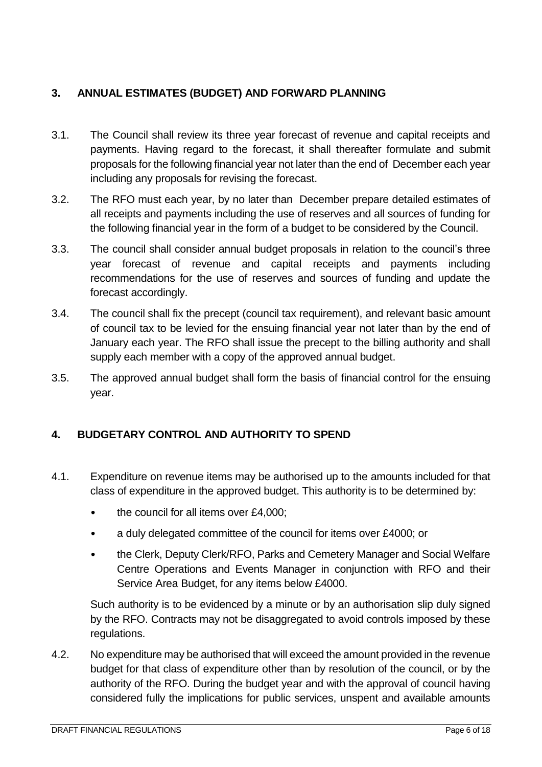## 3. ANNUAL ESTIMATES (BUDGET) AND FORWARD PLANNING

3.1. The Council shall review its three year forecast of revenue and capital receipts and payments. Having regard to the forecast, it shall thereafter formulate and submit proposals for the following financial year not later than the end of December each year including any proposals for revising the forecast.

3.2. The RFO must each year, by no later than December prepare detailed estimates of all receipts and payments including the use of reserves and all sources of funding for the following financial year in the form of a budget to be considered by the Council.

3.3. The council shall consider annual budget proposals in relation to the council's three year forecast of revenue and capital receipts and payments including recommendations for the use of reserves and sources of funding and update the forecast accordingly.

3.4. The council shall fix the precept (council tax requirement), and relevant basic amount of council tax to be levied for the ensuing financial year not later than by the end of January each year. The RFO shall issue the precept to the billing authority and shall supply each member with a copy of the approved annual budget.

3.5. The approved annual budget shall form the basis of financial control for the ensuing year.

## 4. BUDGETARY CONTROL AND AUTHORITY TO SPEND

4.1. Expenditure on revenue items may be authorised up to the amounts included for that class of expenditure in the approved budget. This authority is to be determined by:

- the council for all items over £4,000;
- a duly delegated committee of the council for items over £4000; or
- the Clerk, Deputy Clerk/RFO, Parks and Cemetery Manager and Social Welfare Centre Operations and Events Manager in conjunction with RFO and their Service Area Budget, for any items below £4000.

Such authority is to be evidenced by a minute or by an authorisation slip duly signed by the RFO. Contracts may not be disaggregated to avoid controls imposed by these regulations.

4.2. No expenditure may be authorised that will exceed the amount provided in the revenue budget for that class of expenditure other than by resolution of the council, or by the authority of the RFO. During the budget year and with the approval of council having considered fully the implications for public services, unspent and available amounts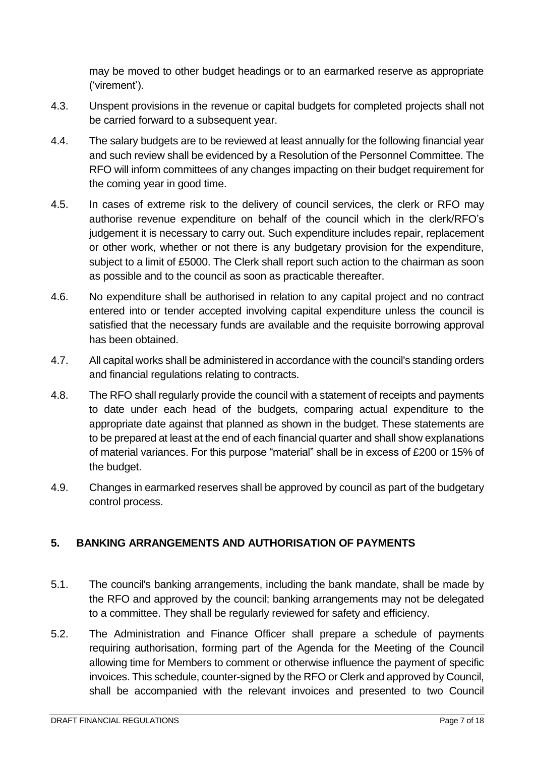may be moved to other budget headings or to an earmarked reserve as appropriate ('virement').

4.3. Unspent provisions in the revenue or capital budgets for completed projects shall not be carried forward to a subsequent year.

4.4. The salary budgets are to be reviewed at least annually for the following financial year and such review shall be evidenced by a Resolution of the Personnel Committee. The RFO will inform committees of any changes impacting on their budget requirement for the coming year in good time.

4.5. In cases of extreme risk to the delivery of council services, the clerk or RFO may authorise revenue expenditure on behalf of the council which in the clerk/RFO's judgement it is necessary to carry out. Such expenditure includes repair, replacement or other work, whether or not there is any budgetary provision for the expenditure, subject to a limit of £5000. The Clerk shall report such action to the chairman as soon as possible and to the council as soon as practicable thereafter.

4.6. No expenditure shall be authorised in relation to any capital project and no contract entered into or tender accepted involving capital expenditure unless the council is satisfied that the necessary funds are available and the requisite borrowing approval has been obtained.

4.7. All capital works shall be administered in accordance with the council's standing orders and financial regulations relating to contracts.

4.8. The RFO shall regularly provide the council with a statement of receipts and payments to date under each head of the budgets, comparing actual expenditure to the appropriate date against that planned as shown in the budget. These statements are to be prepared at least at the end of each financial quarter and shall show explanations of material variances. For this purpose "material" shall be in excess of £200 or 15% of the budget.

4.9. Changes in earmarked reserves shall be approved by council as part of the budgetary control process.

## 5. BANKING ARRANGEMENTS AND AUTHORISATION OF PAYMENTS

5.1. The council's banking arrangements, including the bank mandate, shall be made by the RFO and approved by the council; banking arrangements may not be delegated to a committee. They shall be regularly reviewed for safety and efficiency.

5.2. The Administration and Finance Officer shall prepare a schedule of payments requiring authorisation, forming part of the Agenda for the Meeting of the Council allowing time for Members to comment or otherwise influence the payment of specific invoices. This schedule, counter-signed by the RFO or Clerk and approved by Council, shall be accompanied with the relevant invoices and presented to two Council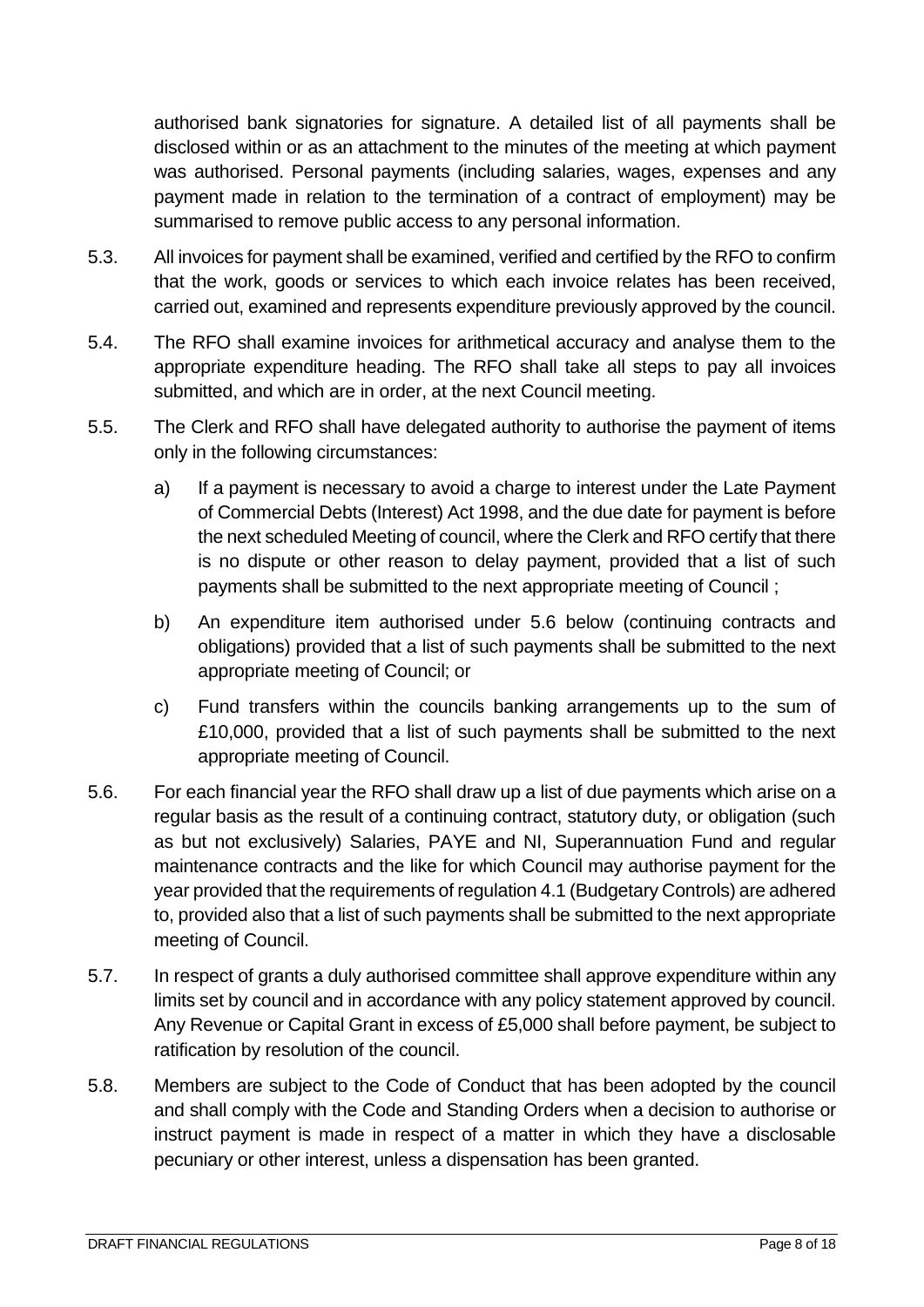authorised bank signatories for signature. A detailed list of all payments shall be disclosed within or as an attachment to the minutes of the meeting at which payment was authorised. Personal payments (including salaries, wages, expenses and any payment made in relation to the termination of a contract of employment) may be summarised to remove public access to any personal information.

5.3. All invoices for payment shall be examined, verified and certified by the RFO to confirm that the work, goods or services to which each invoice relates has been received, carried out, examined and represents expenditure previously approved by the council.

5.4. The RFO shall examine invoices for arithmetical accuracy and analyse them to the appropriate expenditure heading. The RFO shall take all steps to pay all invoices submitted, and which are in order, at the next Council meeting.

5.5. The Clerk and RFO shall have delegated authority to authorise the payment of items only in the following circumstances:

a) If a payment is necessary to avoid a charge to interest under the Late Payment of Commercial Debts (Interest) Act 1998, and the due date for payment is before the next scheduled Meeting of council, where the Clerk and RFO certify that there is no dispute or other reason to delay payment, provided that a list of such payments shall be submitted to the next appropriate meeting of Council ;

b) An expenditure item authorised under 5.6 below (continuing contracts and obligations) provided that a list of such payments shall be submitted to the next appropriate meeting of Council; or

c) Fund transfers within the councils banking arrangements up to the sum of £10,000, provided that a list of such payments shall be submitted to the next appropriate meeting of Council.

5.6. For each financial year the RFO shall draw up a list of due payments which arise on a regular basis as the result of a continuing contract, statutory duty, or obligation (such as but not exclusively) Salaries, PAYE and NI, Superannuation Fund and regular maintenance contracts and the like for which Council may authorise payment for the year provided that the requirements of regulation 4.1 (Budgetary Controls) are adhered to, provided also that a list of such payments shall be submitted to the next appropriate meeting of Council.

5.7. In respect of grants a duly authorised committee shall approve expenditure within any limits set by council and in accordance with any policy statement approved by council. Any Revenue or Capital Grant in excess of £5,000 shall before payment, be subject to ratification by resolution of the council.

5.8. Members are subject to the Code of Conduct that has been adopted by the council and shall comply with the Code and Standing Orders when a decision to authorise or instruct payment is made in respect of a matter in which they have a disclosable pecuniary or other interest, unless a dispensation has been granted.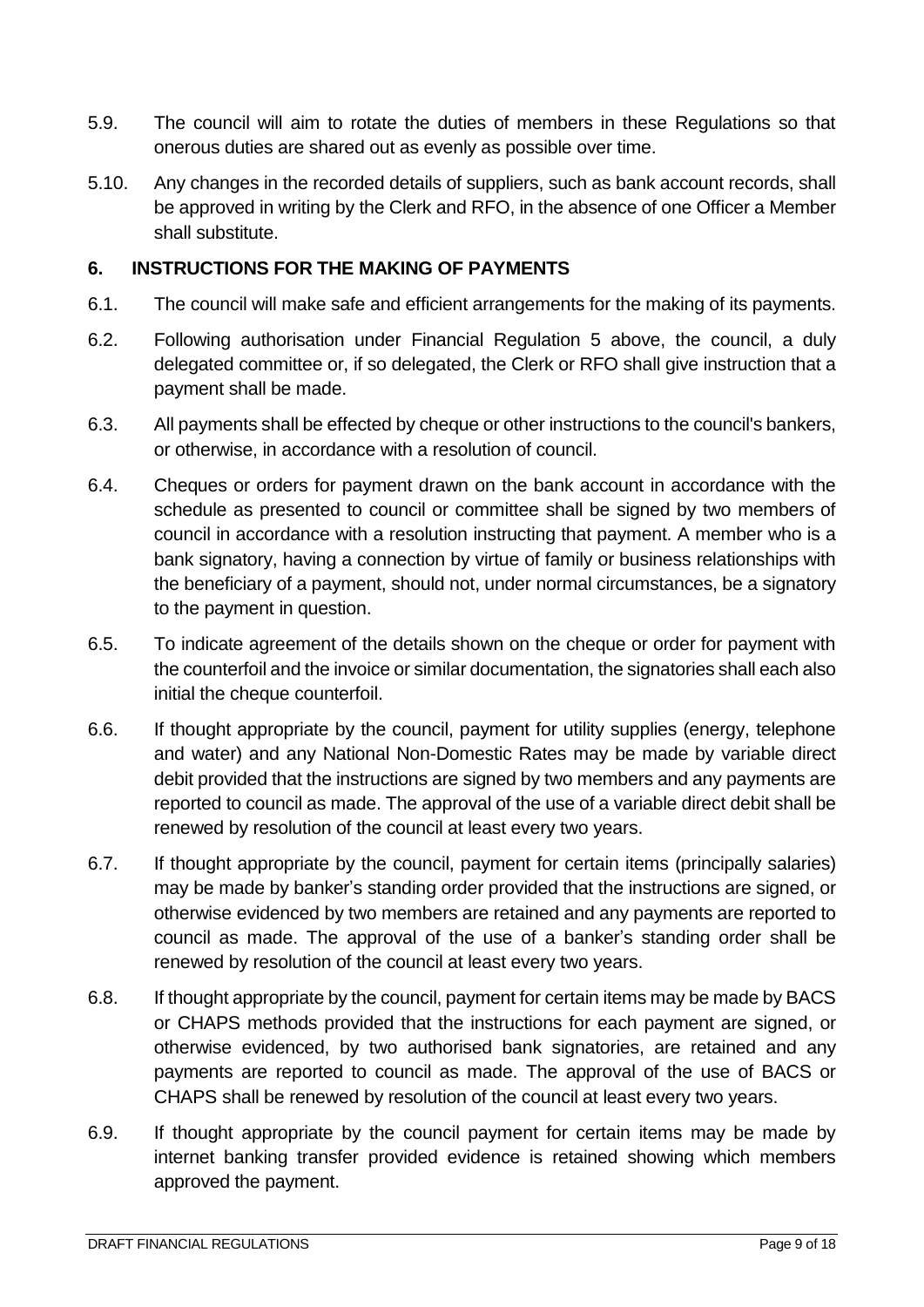5.9. The council will aim to rotate the duties of members in these Regulations so that onerous duties are shared out as evenly as possible over time.

5.10. Any changes in the recorded details of suppliers, such as bank account records, shall be approved in writing by the Clerk and RFO, in the absence of one Officer a Member shall substitute.

## 6. INSTRUCTIONS FOR THE MAKING OF PAYMENTS

6.1. The council will make safe and efficient arrangements for the making of its payments.

6.2. Following authorisation under Financial Regulation 5 above, the council, a duly delegated committee or, if so delegated, the Clerk or RFO shall give instruction that a payment shall be made.

6.3. All payments shall be effected by cheque or other instructions to the council's bankers, or otherwise, in accordance with a resolution of council.

6.4. Cheques or orders for payment drawn on the bank account in accordance with the schedule as presented to council or committee shall be signed by two members of council in accordance with a resolution instructing that payment. A member who is a bank signatory, having a connection by virtue of family or business relationships with the beneficiary of a payment, should not, under normal circumstances, be a signatory to the payment in question.

6.5. To indicate agreement of the details shown on the cheque or order for payment with the counterfoil and the invoice or similar documentation, the signatories shall each also initial the cheque counterfoil.

6.6. If thought appropriate by the council, payment for utility supplies (energy, telephone and water) and any National Non-Domestic Rates may be made by variable direct debit provided that the instructions are signed by two members and any payments are reported to council as made. The approval of the use of a variable direct debit shall be renewed by resolution of the council at least every two years.

6.7. If thought appropriate by the council, payment for certain items (principally salaries) may be made by banker's standing order provided that the instructions are signed, or otherwise evidenced by two members are retained and any payments are reported to council as made. The approval of the use of a banker's standing order shall be renewed by resolution of the council at least every two years.

6.8. If thought appropriate by the council, payment for certain items may be made by BACS or CHAPS methods provided that the instructions for each payment are signed, or otherwise evidenced, by two authorised bank signatories, are retained and any payments are reported to council as made. The approval of the use of BACS or CHAPS shall be renewed by resolution of the council at least every two years.

6.9. If thought appropriate by the council payment for certain items may be made by internet banking transfer provided evidence is retained showing which members approved the payment.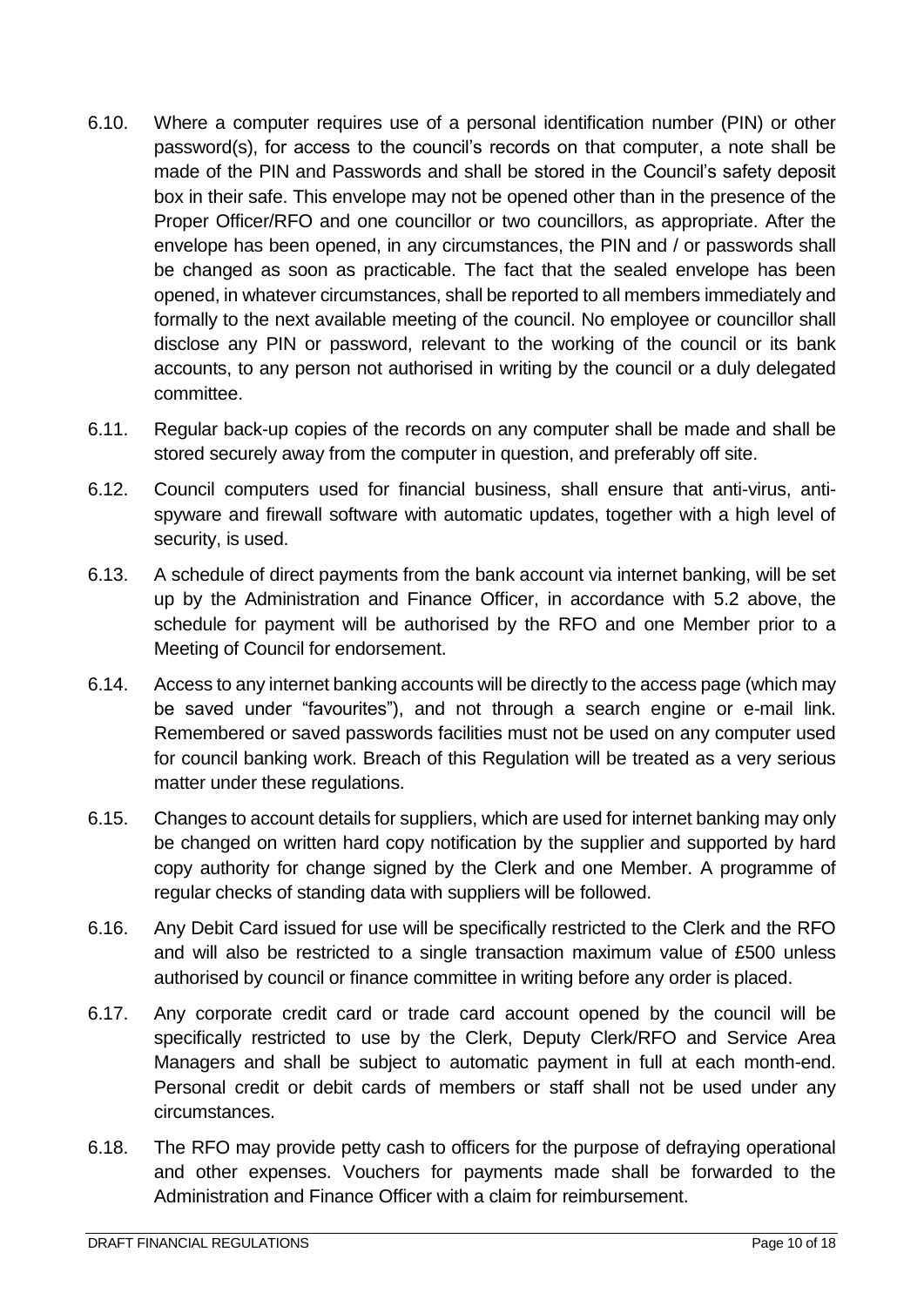6.10. Where a computer requires use of a personal identification number (PIN) or other password(s), for access to the council's records on that computer, a note shall be made of the PIN and Passwords and shall be stored in the Council's safety deposit box in their safe. This envelope may not be opened other than in the presence of the Proper Officer/RFO and one councillor or two councillors, as appropriate. After the envelope has been opened, in any circumstances, the PIN and / or passwords shall be changed as soon as practicable. The fact that the sealed envelope has been opened, in whatever circumstances, shall be reported to all members immediately and formally to the next available meeting of the council. No employee or councillor shall disclose any PIN or password, relevant to the working of the council or its bank accounts, to any person not authorised in writing by the council or a duly delegated committee.

6.11. Regular back-up copies of the records on any computer shall be made and shall be stored securely away from the computer in question, and preferably off site.

6.12. Council computers used for financial business, shall ensure that anti-virus, anti-spyware and firewall software with automatic updates, together with a high level of security, is used.

6.13. A schedule of direct payments from the bank account via internet banking, will be set up by the Administration and Finance Officer, in accordance with 5.2 above, the schedule for payment will be authorised by the RFO and one Member prior to a Meeting of Council for endorsement.

6.14. Access to any internet banking accounts will be directly to the access page (which may be saved under "favourites"), and not through a search engine or e-mail link. Remembered or saved passwords facilities must not be used on any computer used for council banking work. Breach of this Regulation will be treated as a very serious matter under these regulations.

6.15. Changes to account details for suppliers, which are used for internet banking may only be changed on written hard copy notification by the supplier and supported by hard copy authority for change signed by the Clerk and one Member. A programme of regular checks of standing data with suppliers will be followed.

6.16. Any Debit Card issued for use will be specifically restricted to the Clerk and the RFO and will also be restricted to a single transaction maximum value of £500 unless authorised by council or finance committee in writing before any order is placed.

6.17. Any corporate credit card or trade card account opened by the council will be specifically restricted to use by the Clerk, Deputy Clerk/RFO and Service Area Managers and shall be subject to automatic payment in full at each month-end. Personal credit or debit cards of members or staff shall not be used under any circumstances.

6.18. The RFO may provide petty cash to officers for the purpose of defraying operational and other expenses. Vouchers for payments made shall be forwarded to the Administration and Finance Officer with a claim for reimbursement.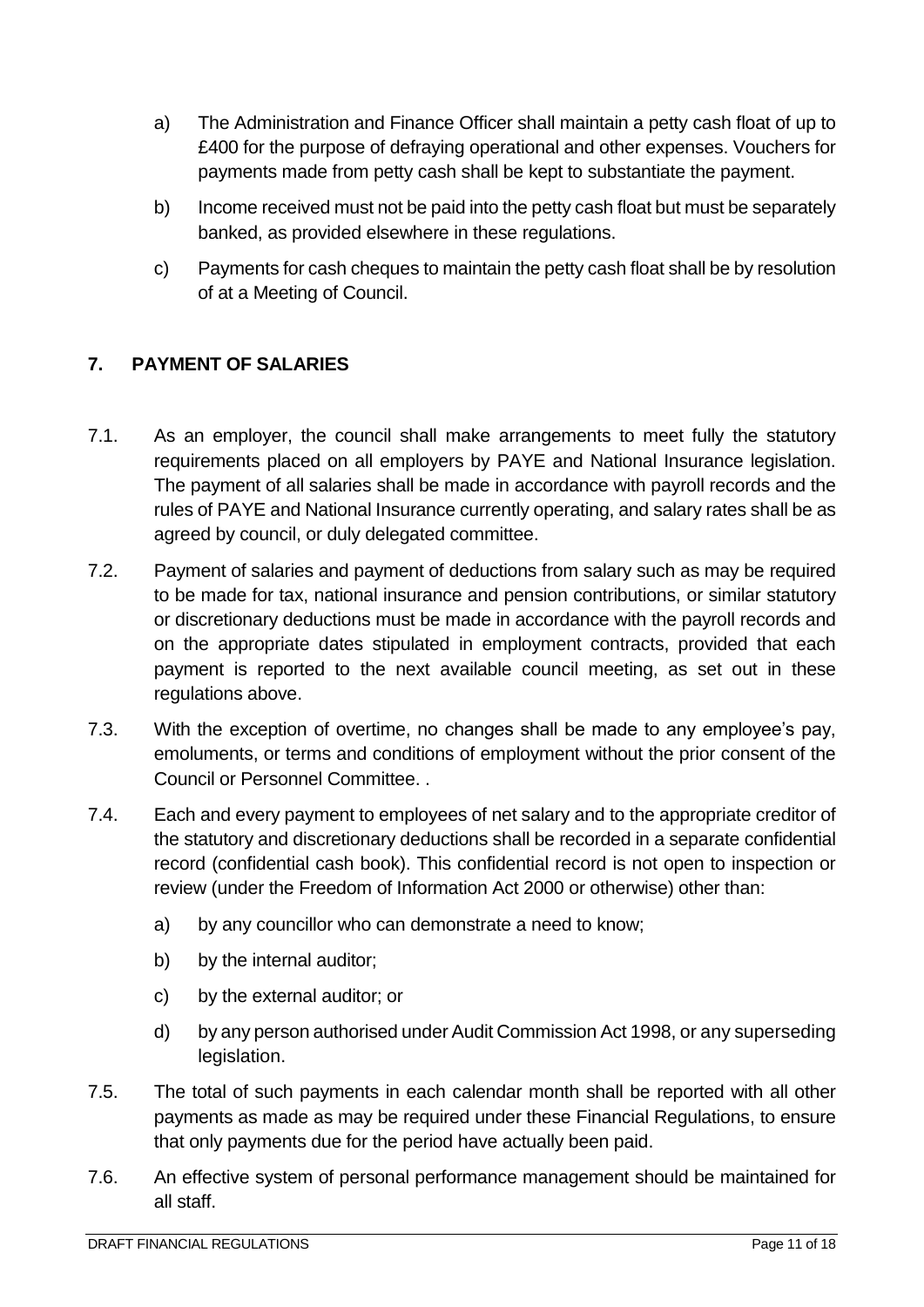a) The Administration and Finance Officer shall maintain a petty cash float of up to £400 for the purpose of defraying operational and other expenses. Vouchers for payments made from petty cash shall be kept to substantiate the payment.

b) Income received must not be paid into the petty cash float but must be separately banked, as provided elsewhere in these regulations.

c) Payments for cash cheques to maintain the petty cash float shall be by resolution of at a Meeting of Council.

## 7. PAYMENT OF SALARIES

7.1. As an employer, the council shall make arrangements to meet fully the statutory requirements placed on all employers by PAYE and National Insurance legislation. The payment of all salaries shall be made in accordance with payroll records and the rules of PAYE and National Insurance currently operating, and salary rates shall be as agreed by council, or duly delegated committee.

7.2. Payment of salaries and payment of deductions from salary such as may be required to be made for tax, national insurance and pension contributions, or similar statutory or discretionary deductions must be made in accordance with the payroll records and on the appropriate dates stipulated in employment contracts, provided that each payment is reported to the next available council meeting, as set out in these regulations above.

7.3. With the exception of overtime, no changes shall be made to any employee's pay, emoluments, or terms and conditions of employment without the prior consent of the Council or Personnel Committee. .

7.4. Each and every payment to employees of net salary and to the appropriate creditor of the statutory and discretionary deductions shall be recorded in a separate confidential record (confidential cash book). This confidential record is not open to inspection or review (under the Freedom of Information Act 2000 or otherwise) other than:

a) by any councillor who can demonstrate a need to know;

b) by the internal auditor;

c) by the external auditor; or

d) by any person authorised under Audit Commission Act 1998, or any superseding legislation.

7.5. The total of such payments in each calendar month shall be reported with all other payments as made as may be required under these Financial Regulations, to ensure that only payments due for the period have actually been paid.

7.6. An effective system of personal performance management should be maintained for all staff.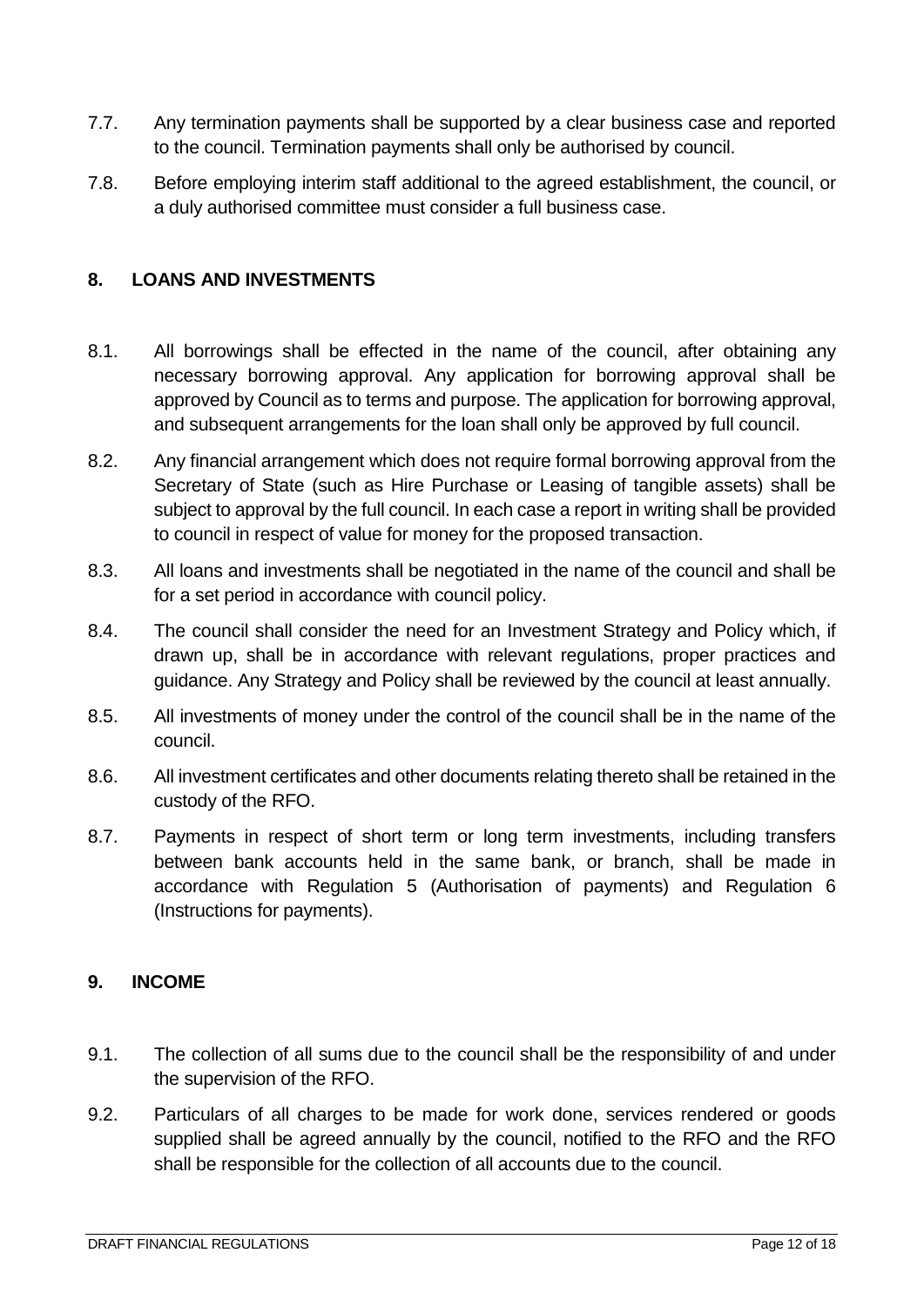7.7. Any termination payments shall be supported by a clear business case and reported to the council. Termination payments shall only be authorised by council.

7.8. Before employing interim staff additional to the agreed establishment, the council, or a duly authorised committee must consider a full business case.

## 8. LOANS AND INVESTMENTS

8.1. All borrowings shall be effected in the name of the council, after obtaining any necessary borrowing approval. Any application for borrowing approval shall be approved by Council as to terms and purpose. The application for borrowing approval, and subsequent arrangements for the loan shall only be approved by full council.

8.2. Any financial arrangement which does not require formal borrowing approval from the Secretary of State (such as Hire Purchase or Leasing of tangible assets) shall be subject to approval by the full council. In each case a report in writing shall be provided to council in respect of value for money for the proposed transaction.

8.3. All loans and investments shall be negotiated in the name of the council and shall be for a set period in accordance with council policy.

8.4. The council shall consider the need for an Investment Strategy and Policy which, if drawn up, shall be in accordance with relevant regulations, proper practices and guidance. Any Strategy and Policy shall be reviewed by the council at least annually.

8.5. All investments of money under the control of the council shall be in the name of the council.

8.6. All investment certificates and other documents relating thereto shall be retained in the custody of the RFO.

8.7. Payments in respect of short term or long term investments, including transfers between bank accounts held in the same bank, or branch, shall be made in accordance with Regulation 5 (Authorisation of payments) and Regulation 6 (Instructions for payments).

## 9. INCOME

9.1. The collection of all sums due to the council shall be the responsibility of and under the supervision of the RFO.

9.2. Particulars of all charges to be made for work done, services rendered or goods supplied shall be agreed annually by the council, notified to the RFO and the RFO shall be responsible for the collection of all accounts due to the council.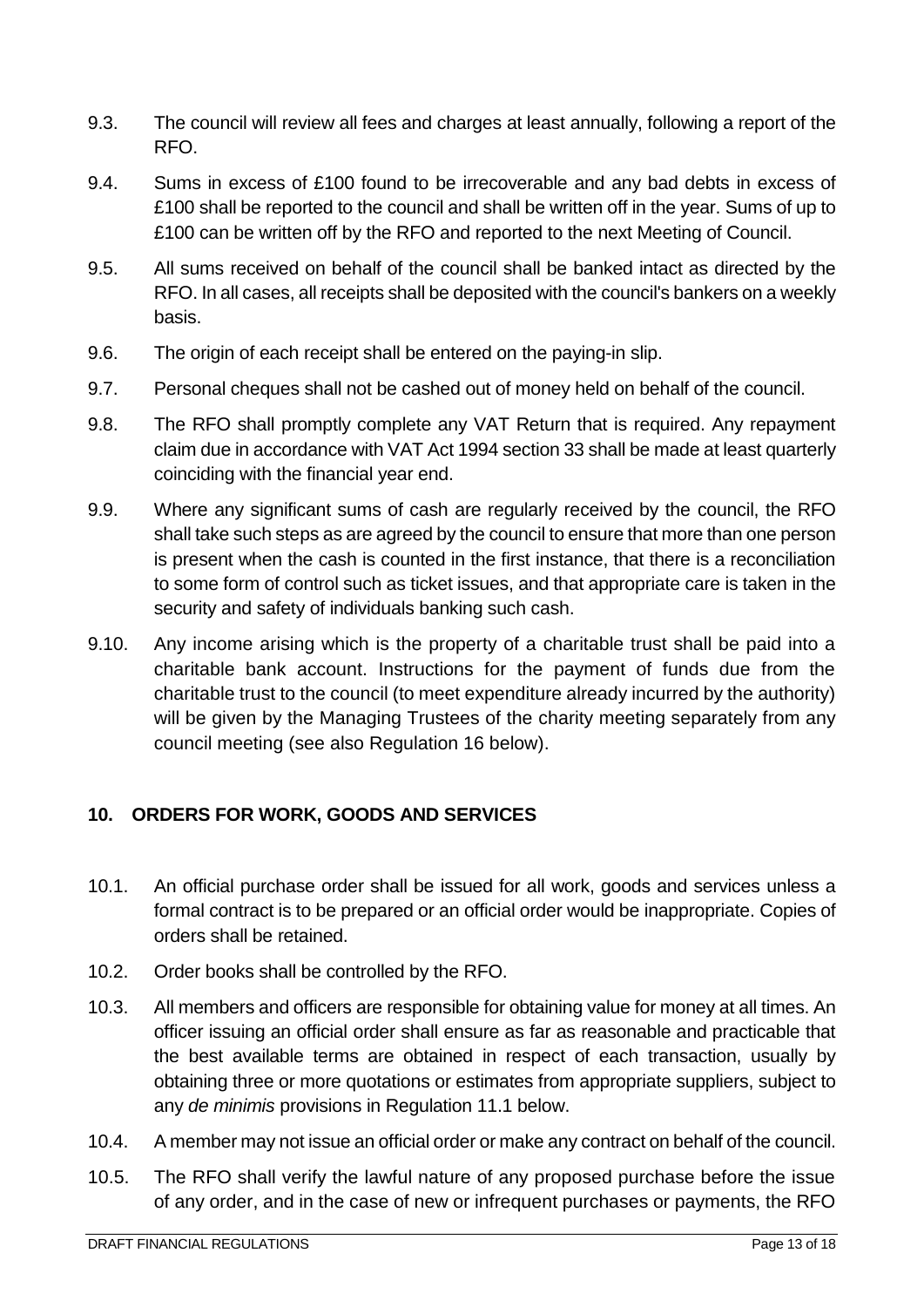9.3. The council will review all fees and charges at least annually, following a report of the RFO.

9.4. Sums in excess of £100 found to be irrecoverable and any bad debts in excess of £100 shall be reported to the council and shall be written off in the year. Sums of up to £100 can be written off by the RFO and reported to the next Meeting of Council.

9.5. All sums received on behalf of the council shall be banked intact as directed by the RFO. In all cases, all receipts shall be deposited with the council's bankers on a weekly basis.

9.6. The origin of each receipt shall be entered on the paying-in slip.

9.7. Personal cheques shall not be cashed out of money held on behalf of the council.

9.8. The RFO shall promptly complete any VAT Return that is required. Any repayment claim due in accordance with VAT Act 1994 section 33 shall be made at least quarterly coinciding with the financial year end.

9.9. Where any significant sums of cash are regularly received by the council, the RFO shall take such steps as are agreed by the council to ensure that more than one person is present when the cash is counted in the first instance, that there is a reconciliation to some form of control such as ticket issues, and that appropriate care is taken in the security and safety of individuals banking such cash.

9.10. Any income arising which is the property of a charitable trust shall be paid into a charitable bank account. Instructions for the payment of funds due from the charitable trust to the council (to meet expenditure already incurred by the authority) will be given by the Managing Trustees of the charity meeting separately from any council meeting (see also Regulation 16 below).

## 10. ORDERS FOR WORK, GOODS AND SERVICES

10.1. An official purchase order shall be issued for all work, goods and services unless a formal contract is to be prepared or an official order would be inappropriate. Copies of orders shall be retained.

10.2. Order books shall be controlled by the RFO.

10.3. All members and officers are responsible for obtaining value for money at all times. An officer issuing an official order shall ensure as far as reasonable and practicable that the best available terms are obtained in respect of each transaction, usually by obtaining three or more quotations or estimates from appropriate suppliers, subject to any *de minimis* provisions in Regulation 11.1 below.

10.4. A member may not issue an official order or make any contract on behalf of the council.

10.5. The RFO shall verify the lawful nature of any proposed purchase before the issue of any order, and in the case of new or infrequent purchases or payments, the RFO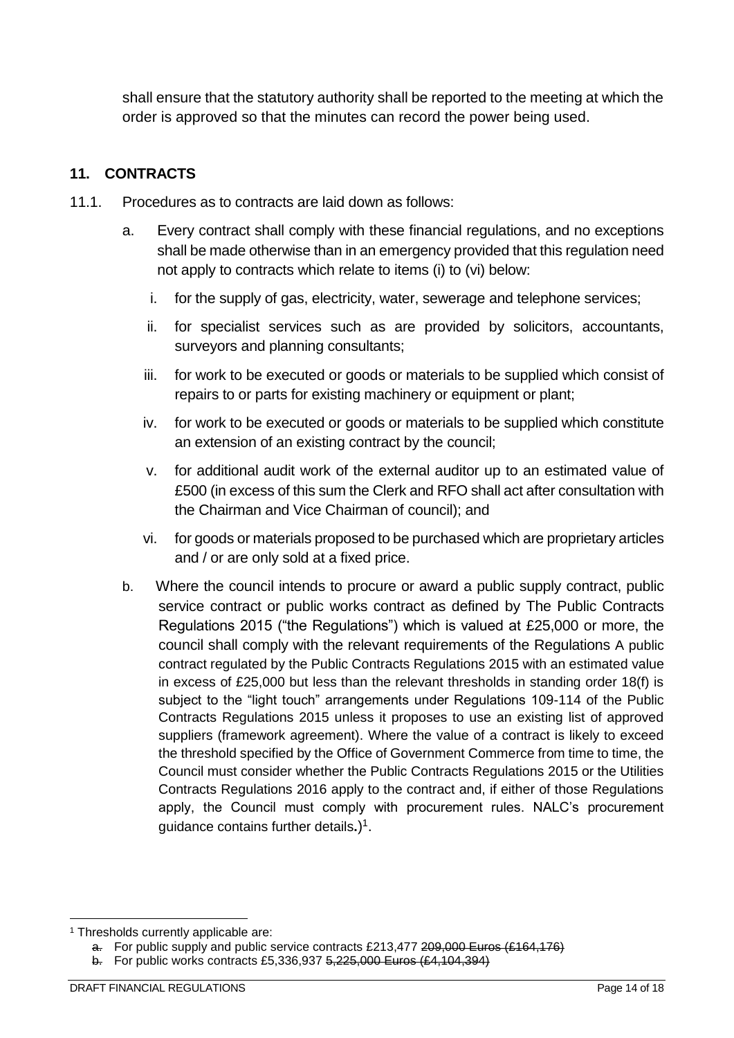shall ensure that the statutory authority shall be reported to the meeting at which the order is approved so that the minutes can record the power being used.

## 11. CONTRACTS

11.1. Procedures as to contracts are laid down as follows:

a. Every contract shall comply with these financial regulations, and no exceptions shall be made otherwise than in an emergency provided that this regulation need not apply to contracts which relate to items (i) to (vi) below:

   i. for the supply of gas, electricity, water, sewerage and telephone services;

   ii. for specialist services such as are provided by solicitors, accountants, surveyors and planning consultants;

   iii. for work to be executed or goods or materials to be supplied which consist of repairs to or parts for existing machinery or equipment or plant;

   iv. for work to be executed or goods or materials to be supplied which constitute an extension of an existing contract by the council;

   v. for additional audit work of the external auditor up to an estimated value of £500 (in excess of this sum the Clerk and RFO shall act after consultation with the Chairman and Vice Chairman of council); and

   vi. for goods or materials proposed to be purchased which are proprietary articles and / or are only sold at a fixed price.

b. Where the council intends to procure or award a public supply contract, public service contract or public works contract as defined by The Public Contracts Regulations 2015 ("the Regulations") which is valued at £25,000 or more, the council shall comply with the relevant requirements of the Regulations A public contract regulated by the Public Contracts Regulations 2015 with an estimated value in excess of £25,000 but less than the relevant thresholds in standing order 18(f) is subject to the "light touch" arrangements under Regulations 109-114 of the Public Contracts Regulations 2015 unless it proposes to use an existing list of approved suppliers (framework agreement). Where the value of a contract is likely to exceed the threshold specified by the Office of Government Commerce from time to time, the Council must consider whether the Public Contracts Regulations 2015 or the Utilities Contracts Regulations 2016 apply to the contract and, if either of those Regulations apply, the Council must comply with procurement rules. NALC's procurement guidance contains further details.)[1].

---

[1] Thresholds currently applicable are:

a. For public supply and public service contracts £213,477 ~~209,000 Euros (£164,176)~~

b. For public works contracts £5,336,937 ~~5,225,000 Euros (£4,104,394)~~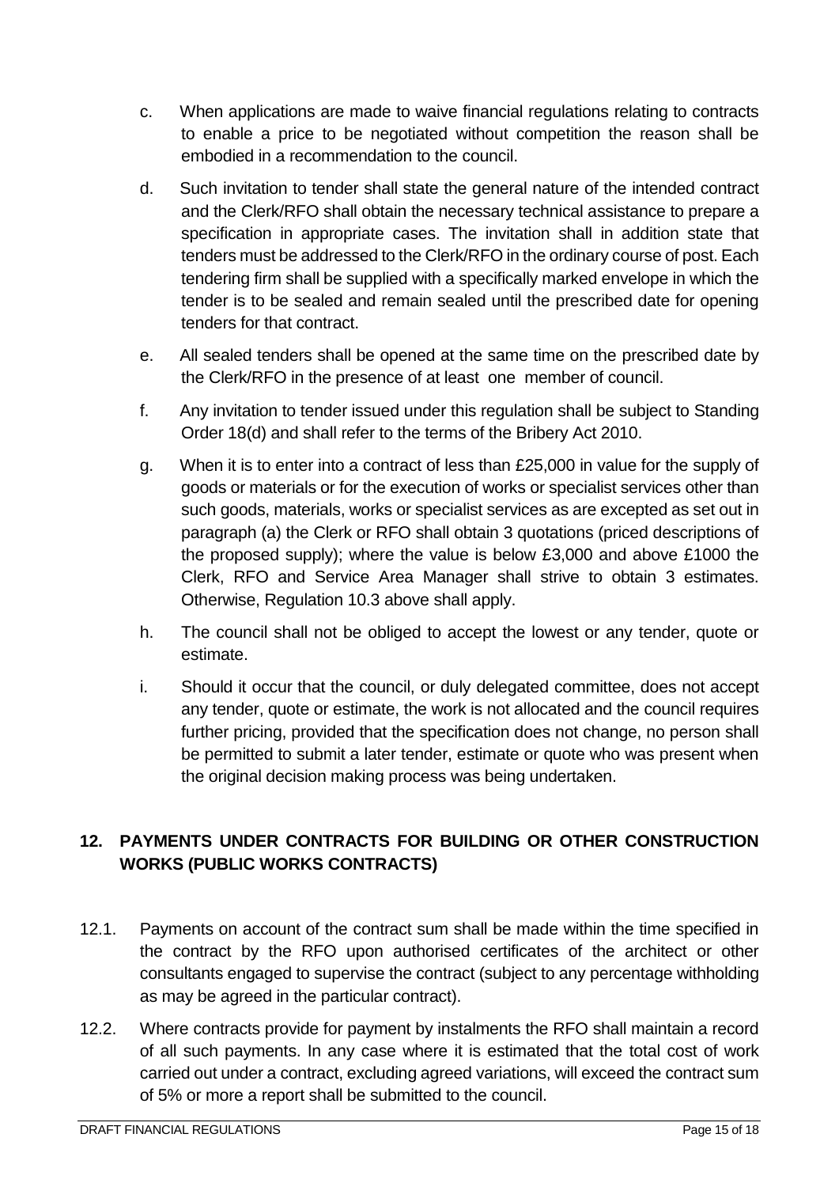c. When applications are made to waive financial regulations relating to contracts to enable a price to be negotiated without competition the reason shall be embodied in a recommendation to the council.

d. Such invitation to tender shall state the general nature of the intended contract and the Clerk/RFO shall obtain the necessary technical assistance to prepare a specification in appropriate cases. The invitation shall in addition state that tenders must be addressed to the Clerk/RFO in the ordinary course of post. Each tendering firm shall be supplied with a specifically marked envelope in which the tender is to be sealed and remain sealed until the prescribed date for opening tenders for that contract.

e. All sealed tenders shall be opened at the same time on the prescribed date by the Clerk/RFO in the presence of at least one member of council.

f. Any invitation to tender issued under this regulation shall be subject to Standing Order 18(d) and shall refer to the terms of the Bribery Act 2010.

g. When it is to enter into a contract of less than £25,000 in value for the supply of goods or materials or for the execution of works or specialist services other than such goods, materials, works or specialist services as are excepted as set out in paragraph (a) the Clerk or RFO shall obtain 3 quotations (priced descriptions of the proposed supply); where the value is below £3,000 and above £1000 the Clerk, RFO and Service Area Manager shall strive to obtain 3 estimates. Otherwise, Regulation 10.3 above shall apply.

h. The council shall not be obliged to accept the lowest or any tender, quote or estimate.

i. Should it occur that the council, or duly delegated committee, does not accept any tender, quote or estimate, the work is not allocated and the council requires further pricing, provided that the specification does not change, no person shall be permitted to submit a later tender, estimate or quote who was present when the original decision making process was being undertaken.

## 12. PAYMENTS UNDER CONTRACTS FOR BUILDING OR OTHER CONSTRUCTION WORKS (PUBLIC WORKS CONTRACTS)

12.1. Payments on account of the contract sum shall be made within the time specified in the contract by the RFO upon authorised certificates of the architect or other consultants engaged to supervise the contract (subject to any percentage withholding as may be agreed in the particular contract).

12.2. Where contracts provide for payment by instalments the RFO shall maintain a record of all such payments. In any case where it is estimated that the total cost of work carried out under a contract, excluding agreed variations, will exceed the contract sum of 5% or more a report shall be submitted to the council.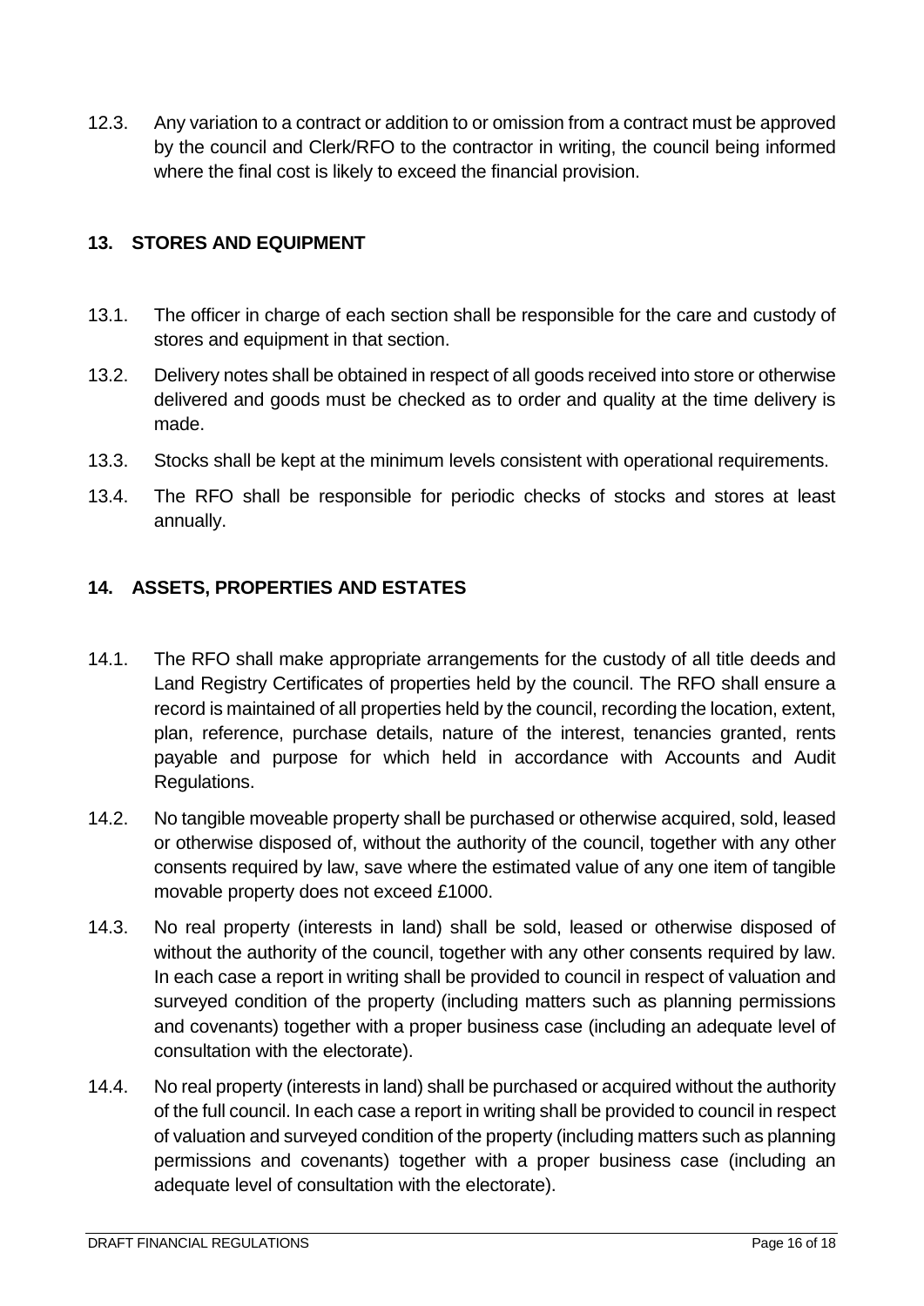12.3. Any variation to a contract or addition to or omission from a contract must be approved by the council and Clerk/RFO to the contractor in writing, the council being informed where the final cost is likely to exceed the financial provision.

## 13. STORES AND EQUIPMENT

13.1. The officer in charge of each section shall be responsible for the care and custody of stores and equipment in that section.

13.2. Delivery notes shall be obtained in respect of all goods received into store or otherwise delivered and goods must be checked as to order and quality at the time delivery is made.

13.3. Stocks shall be kept at the minimum levels consistent with operational requirements.

13.4. The RFO shall be responsible for periodic checks of stocks and stores at least annually.

## 14. ASSETS, PROPERTIES AND ESTATES

14.1. The RFO shall make appropriate arrangements for the custody of all title deeds and Land Registry Certificates of properties held by the council. The RFO shall ensure a record is maintained of all properties held by the council, recording the location, extent, plan, reference, purchase details, nature of the interest, tenancies granted, rents payable and purpose for which held in accordance with Accounts and Audit Regulations.

14.2. No tangible moveable property shall be purchased or otherwise acquired, sold, leased or otherwise disposed of, without the authority of the council, together with any other consents required by law, save where the estimated value of any one item of tangible movable property does not exceed £1000.

14.3. No real property (interests in land) shall be sold, leased or otherwise disposed of without the authority of the council, together with any other consents required by law. In each case a report in writing shall be provided to council in respect of valuation and surveyed condition of the property (including matters such as planning permissions and covenants) together with a proper business case (including an adequate level of consultation with the electorate).

14.4. No real property (interests in land) shall be purchased or acquired without the authority of the full council. In each case a report in writing shall be provided to council in respect of valuation and surveyed condition of the property (including matters such as planning permissions and covenants) together with a proper business case (including an adequate level of consultation with the electorate).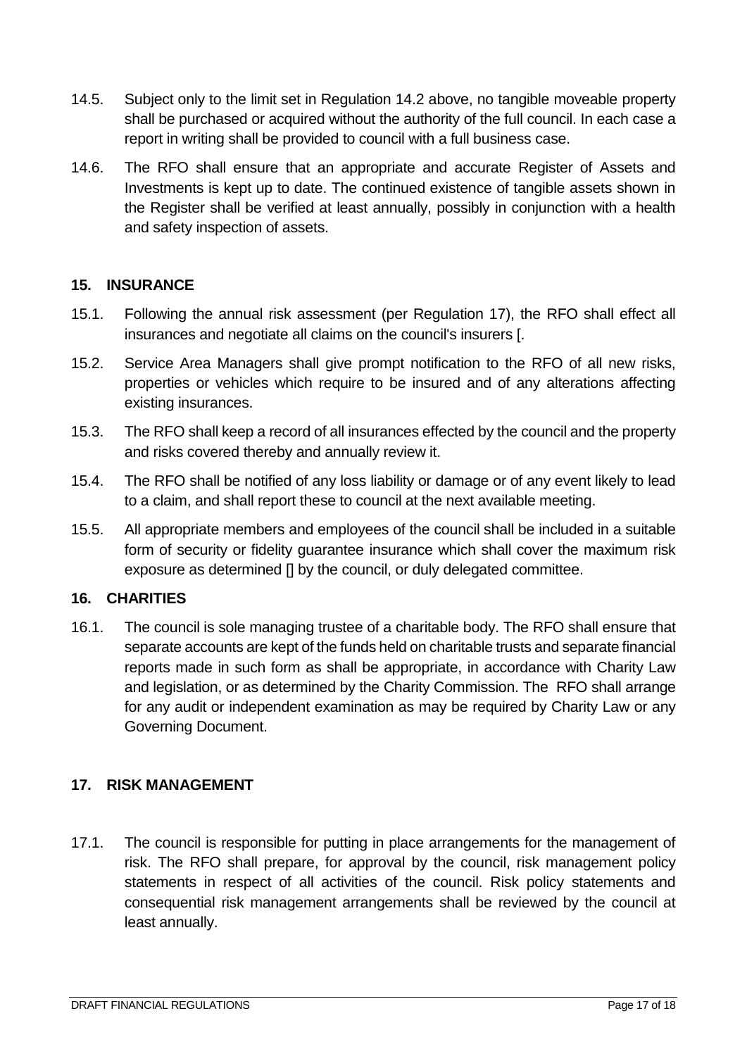14.5. Subject only to the limit set in Regulation 14.2 above, no tangible moveable property shall be purchased or acquired without the authority of the full council. In each case a report in writing shall be provided to council with a full business case.

14.6. The RFO shall ensure that an appropriate and accurate Register of Assets and Investments is kept up to date. The continued existence of tangible assets shown in the Register shall be verified at least annually, possibly in conjunction with a health and safety inspection of assets.

## 15. INSURANCE

15.1. Following the annual risk assessment (per Regulation 17), the RFO shall effect all insurances and negotiate all claims on the council's insurers [.

15.2. Service Area Managers shall give prompt notification to the RFO of all new risks, properties or vehicles which require to be insured and of any alterations affecting existing insurances.

15.3. The RFO shall keep a record of all insurances effected by the council and the property and risks covered thereby and annually review it.

15.4. The RFO shall be notified of any loss liability or damage or of any event likely to lead to a claim, and shall report these to council at the next available meeting.

15.5. All appropriate members and employees of the council shall be included in a suitable form of security or fidelity guarantee insurance which shall cover the maximum risk exposure as determined [] by the council, or duly delegated committee.

## 16. CHARITIES

16.1. The council is sole managing trustee of a charitable body. The RFO shall ensure that separate accounts are kept of the funds held on charitable trusts and separate financial reports made in such form as shall be appropriate, in accordance with Charity Law and legislation, or as determined by the Charity Commission. The RFO shall arrange for any audit or independent examination as may be required by Charity Law or any Governing Document.

## 17. RISK MANAGEMENT

17.1. The council is responsible for putting in place arrangements for the management of risk. The RFO shall prepare, for approval by the council, risk management policy statements in respect of all activities of the council. Risk policy statements and consequential risk management arrangements shall be reviewed by the council at least annually.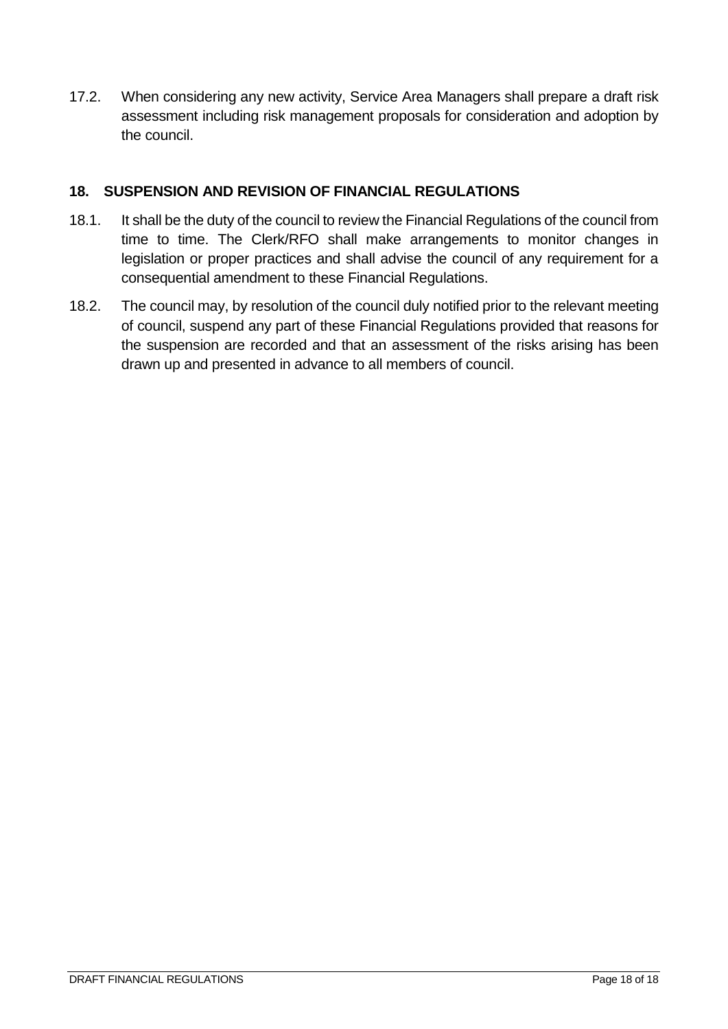17.2. When considering any new activity, Service Area Managers shall prepare a draft risk assessment including risk management proposals for consideration and adoption by the council.

## 18. SUSPENSION AND REVISION OF FINANCIAL REGULATIONS

18.1. It shall be the duty of the council to review the Financial Regulations of the council from time to time. The Clerk/RFO shall make arrangements to monitor changes in legislation or proper practices and shall advise the council of any requirement for a consequential amendment to these Financial Regulations.

18.2. The council may, by resolution of the council duly notified prior to the relevant meeting of council, suspend any part of these Financial Regulations provided that reasons for the suspension are recorded and that an assessment of the risks arising has been drawn up and presented in advance to all members of council.